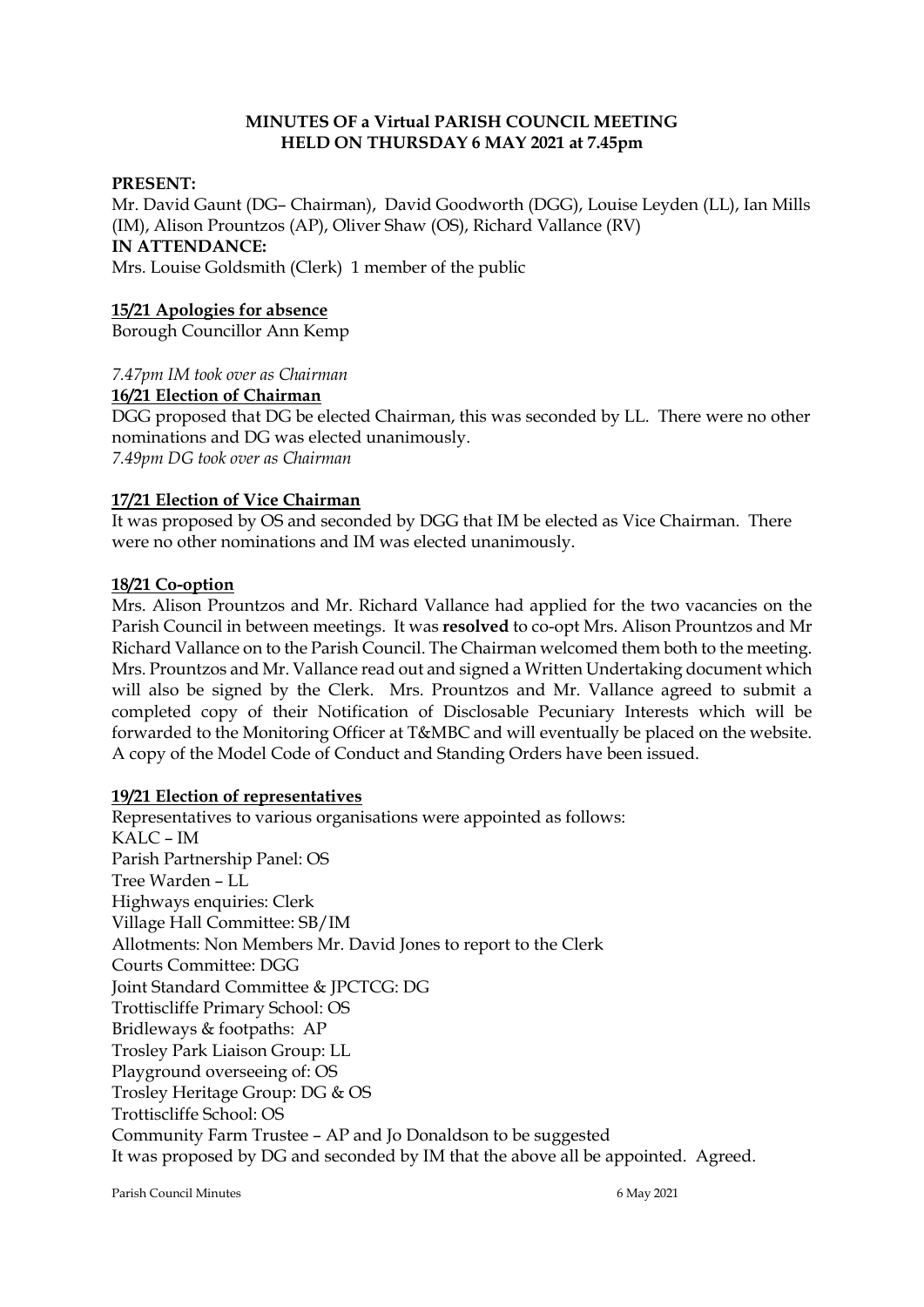**MINUTES OF a Virtual PARISH COUNCIL MEETING**
**HELD ON THURSDAY 6 MAY 2021 at 7.45pm**

**PRESENT:**
Mr. David Gaunt (DG– Chairman), David Goodworth (DGG), Louise Leyden (LL), Ian Mills (IM), Alison Prountzos (AP), Oliver Shaw (OS), Richard Vallance (RV)
**IN ATTENDANCE:**
Mrs. Louise Goldsmith (Clerk) 1 member of the public

**15/21 Apologies for absence**
Borough Councillor Ann Kemp

*7.47pm IM took over as Chairman*
**16/21 Election of Chairman**
DGG proposed that DG be elected Chairman, this was seconded by LL. There were no other nominations and DG was elected unanimously.
*7.49pm DG took over as Chairman*

**17/21 Election of Vice Chairman**
It was proposed by OS and seconded by DGG that IM be elected as Vice Chairman. There were no other nominations and IM was elected unanimously.

**18/21 Co-option**
Mrs. Alison Prountzos and Mr. Richard Vallance had applied for the two vacancies on the Parish Council in between meetings. It was **resolved** to co-opt Mrs. Alison Prountzos and Mr Richard Vallance on to the Parish Council. The Chairman welcomed them both to the meeting. Mrs. Prountzos and Mr. Vallance read out and signed a Written Undertaking document which will also be signed by the Clerk. Mrs. Prountzos and Mr. Vallance agreed to submit a completed copy of their Notification of Disclosable Pecuniary Interests which will be forwarded to the Monitoring Officer at T&MBC and will eventually be placed on the website. A copy of the Model Code of Conduct and Standing Orders have been issued.

**19/21 Election of representatives**
Representatives to various organisations were appointed as follows:
KALC – IM
Parish Partnership Panel: OS
Tree Warden – LL
Highways enquiries: Clerk
Village Hall Committee: SB/IM
Allotments: Non Members Mr. David Jones to report to the Clerk
Courts Committee: DGG
Joint Standard Committee & JPCTCG: DG
Trottiscliffe Primary School: OS
Bridleways & footpaths: AP
Trosley Park Liaison Group: LL
Playground overseeing of: OS
Trosley Heritage Group: DG & OS
Trottiscliffe School: OS
Community Farm Trustee – AP and Jo Donaldson to be suggested
It was proposed by DG and seconded by IM that the above all be appointed. Agreed.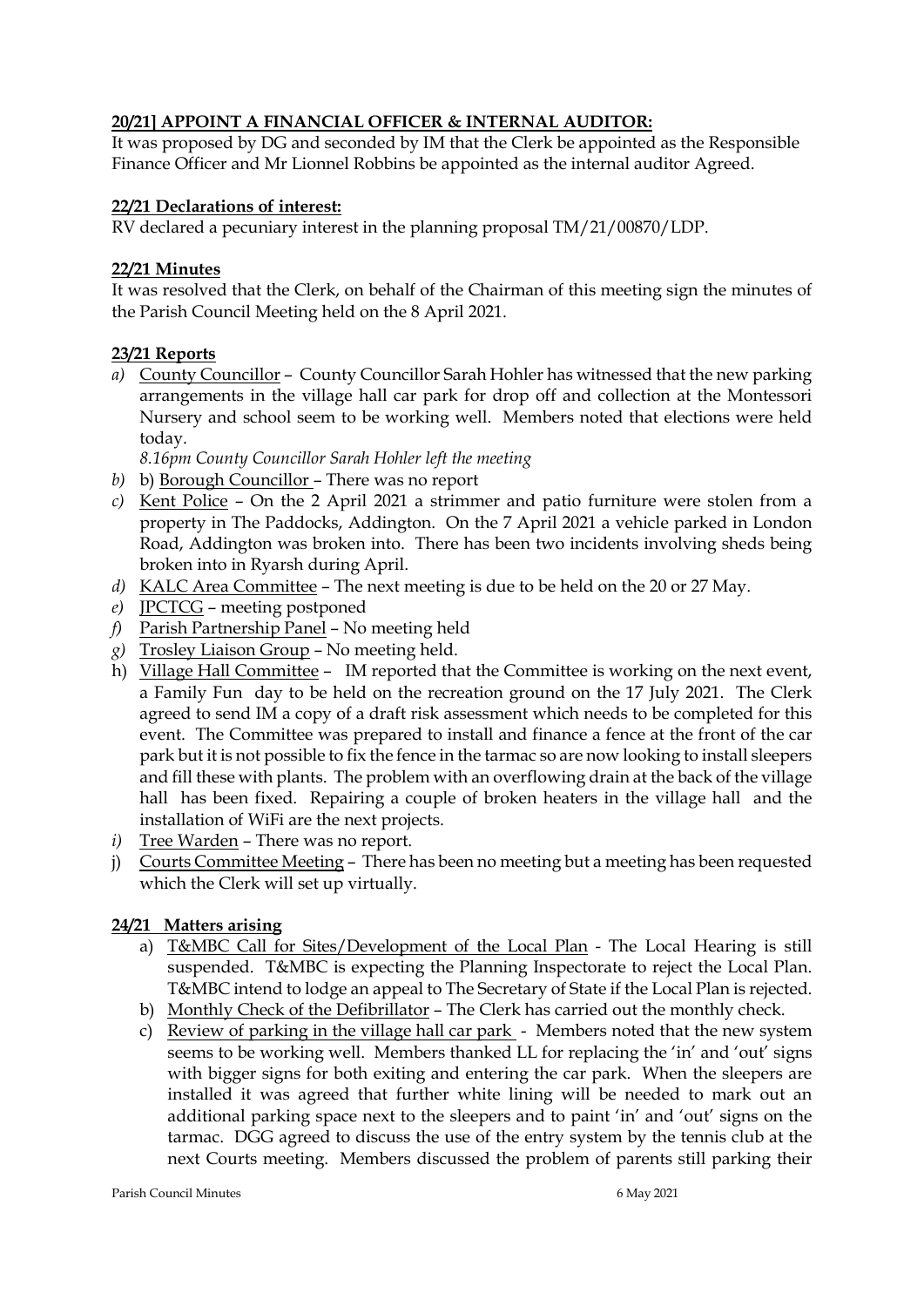**20/21] APPOINT A FINANCIAL OFFICER & INTERNAL AUDITOR:**

It was proposed by DG and seconded by IM that the Clerk be appointed as the Responsible Finance Officer and Mr Lionnel Robbins be appointed as the internal auditor Agreed.

**22/21 Declarations of interest:**

RV declared a pecuniary interest in the planning proposal TM/21/00870/LDP.

**22/21 Minutes**

It was resolved that the Clerk, on behalf of the Chairman of this meeting sign the minutes of the Parish Council Meeting held on the 8 April 2021.

**23/21 Reports**

*a)* County Councillor – County Councillor Sarah Hohler has witnessed that the new parking arrangements in the village hall car park for drop off and collection at the Montessori Nursery and school seem to be working well. Members noted that elections were held today.

   *8.16pm County Councillor Sarah Hohler left the meeting*

*b)* b) Borough Councillor – There was no report

*c)* Kent Police – On the 2 April 2021 a strimmer and patio furniture were stolen from a property in The Paddocks, Addington. On the 7 April 2021 a vehicle parked in London Road, Addington was broken into. There has been two incidents involving sheds being broken into in Ryarsh during April.

*d)* KALC Area Committee – The next meeting is due to be held on the 20 or 27 May.

*e)* JPCTCG – meeting postponed

*f)* Parish Partnership Panel – No meeting held

*g)* Trosley Liaison Group – No meeting held.

h) Village Hall Committee – IM reported that the Committee is working on the next event, a Family Fun day to be held on the recreation ground on the 17 July 2021. The Clerk agreed to send IM a copy of a draft risk assessment which needs to be completed for this event. The Committee was prepared to install and finance a fence at the front of the car park but it is not possible to fix the fence in the tarmac so are now looking to install sleepers and fill these with plants. The problem with an overflowing drain at the back of the village hall has been fixed. Repairing a couple of broken heaters in the village hall and the installation of WiFi are the next projects.

*i)* Tree Warden – There was no report.

j) Courts Committee Meeting – There has been no meeting but a meeting has been requested which the Clerk will set up virtually.

**24/21 Matters arising**

a) T&MBC Call for Sites/Development of the Local Plan - The Local Hearing is still suspended. T&MBC is expecting the Planning Inspectorate to reject the Local Plan. T&MBC intend to lodge an appeal to The Secretary of State if the Local Plan is rejected.

b) Monthly Check of the Defibrillator – The Clerk has carried out the monthly check.

c) Review of parking in the village hall car park - Members noted that the new system seems to be working well. Members thanked LL for replacing the 'in' and 'out' signs with bigger signs for both exiting and entering the car park. When the sleepers are installed it was agreed that further white lining will be needed to mark out an additional parking space next to the sleepers and to paint 'in' and 'out' signs on the tarmac. DGG agreed to discuss the use of the entry system by the tennis club at the next Courts meeting. Members discussed the problem of parents still parking their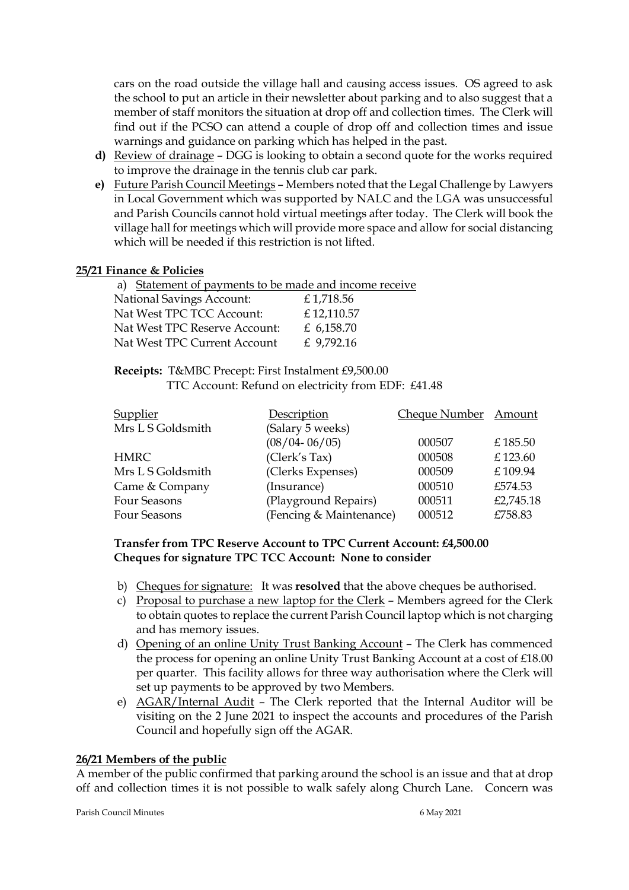cars on the road outside the village hall and causing access issues. OS agreed to ask the school to put an article in their newsletter about parking and to also suggest that a member of staff monitors the situation at drop off and collection times. The Clerk will find out if the PCSO can attend a couple of drop off and collection times and issue warnings and guidance on parking which has helped in the past.

**d)** Review of drainage – DGG is looking to obtain a second quote for the works required to improve the drainage in the tennis club car park.

**e)** Future Parish Council Meetings – Members noted that the Legal Challenge by Lawyers in Local Government which was supported by NALC and the LGA was unsuccessful and Parish Councils cannot hold virtual meetings after today. The Clerk will book the village hall for meetings which will provide more space and allow for social distancing which will be needed if this restriction is not lifted.

**25/21 Finance & Policies**

a) Statement of payments to be made and income receive

| | |
|---|---|
| National Savings Account: | £ 1,718.56 |
| Nat West TPC TCC Account: | £ 12,110.57 |
| Nat West TPC Reserve Account: | £ 6,158.70 |
| Nat West TPC Current Account | £ 9,792.16 |

**Receipts:** T&MBC Precept: First Instalment £9,500.00
TTC Account: Refund on electricity from EDF: £41.48

| Supplier | Description | Cheque Number | Amount |
|---|---|---|---|
| Mrs L S Goldsmith | (Salary 5 weeks) (08/04- 06/05) | 000507 | £ 185.50 |
| HMRC | (Clerk's Tax) | 000508 | £ 123.60 |
| Mrs L S Goldsmith | (Clerks Expenses) | 000509 | £ 109.94 |
| Came & Company | (Insurance) | 000510 | £574.53 |
| Four Seasons | (Playground Repairs) | 000511 | £2,745.18 |
| Four Seasons | (Fencing & Maintenance) | 000512 | £758.83 |

**Transfer from TPC Reserve Account to TPC Current Account: £4,500.00**
**Cheques for signature TPC TCC Account: None to consider**

b) Cheques for signature: It was **resolved** that the above cheques be authorised.

c) Proposal to purchase a new laptop for the Clerk – Members agreed for the Clerk to obtain quotes to replace the current Parish Council laptop which is not charging and has memory issues.

d) Opening of an online Unity Trust Banking Account – The Clerk has commenced the process for opening an online Unity Trust Banking Account at a cost of £18.00 per quarter. This facility allows for three way authorisation where the Clerk will set up payments to be approved by two Members.

e) AGAR/Internal Audit – The Clerk reported that the Internal Auditor will be visiting on the 2 June 2021 to inspect the accounts and procedures of the Parish Council and hopefully sign off the AGAR.

**26/21 Members of the public**

A member of the public confirmed that parking around the school is an issue and that at drop off and collection times it is not possible to walk safely along Church Lane. Concern was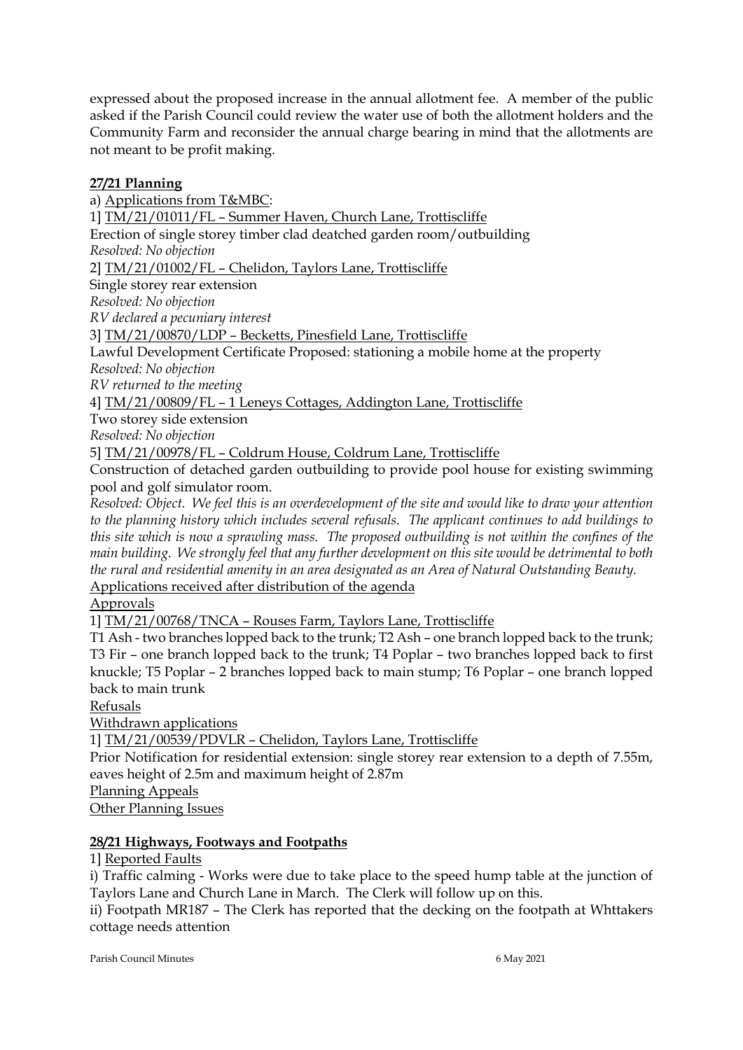expressed about the proposed increase in the annual allotment fee. A member of the public asked if the Parish Council could review the water use of both the allotment holders and the Community Farm and reconsider the annual charge bearing in mind that the allotments are not meant to be profit making.

## **27/21 Planning**

a) Applications from T&MBC:

1] TM/21/01011/FL – Summer Haven, Church Lane, Trottiscliffe

Erection of single storey timber clad deatched garden room/outbuilding

*Resolved: No objection*

2] TM/21/01002/FL – Chelidon, Taylors Lane, Trottiscliffe

Single storey rear extension

*Resolved: No objection*

*RV declared a pecuniary interest*

3] TM/21/00870/LDP – Becketts, Pinesfield Lane, Trottiscliffe

Lawful Development Certificate Proposed: stationing a mobile home at the property

*Resolved: No objection*

*RV returned to the meeting*

4] TM/21/00809/FL – 1 Leneys Cottages, Addington Lane, Trottiscliffe

Two storey side extension

*Resolved: No objection*

5] TM/21/00978/FL – Coldrum House, Coldrum Lane, Trottiscliffe

Construction of detached garden outbuilding to provide pool house for existing swimming pool and golf simulator room.

*Resolved: Object. We feel this is an overdevelopment of the site and would like to draw your attention to the planning history which includes several refusals. The applicant continues to add buildings to this site which is now a sprawling mass. The proposed outbuilding is not within the confines of the main building. We strongly feel that any further development on this site would be detrimental to both the rural and residential amenity in an area designated as an Area of Natural Outstanding Beauty.*

Applications received after distribution of the agenda

Approvals

1] TM/21/00768/TNCA – Rouses Farm, Taylors Lane, Trottiscliffe

T1 Ash - two branches lopped back to the trunk; T2 Ash – one branch lopped back to the trunk; T3 Fir – one branch lopped back to the trunk; T4 Poplar – two branches lopped back to first knuckle; T5 Poplar – 2 branches lopped back to main stump; T6 Poplar – one branch lopped back to main trunk

Refusals

Withdrawn applications

1] TM/21/00539/PDVLR – Chelidon, Taylors Lane, Trottiscliffe

Prior Notification for residential extension: single storey rear extension to a depth of 7.55m, eaves height of 2.5m and maximum height of 2.87m

Planning Appeals

Other Planning Issues

## **28/21 Highways, Footways and Footpaths**

1] Reported Faults

i) Traffic calming - Works were due to take place to the speed hump table at the junction of Taylors Lane and Church Lane in March. The Clerk will follow up on this.

ii) Footpath MR187 – The Clerk has reported that the decking on the footpath at Whttakers cottage needs attention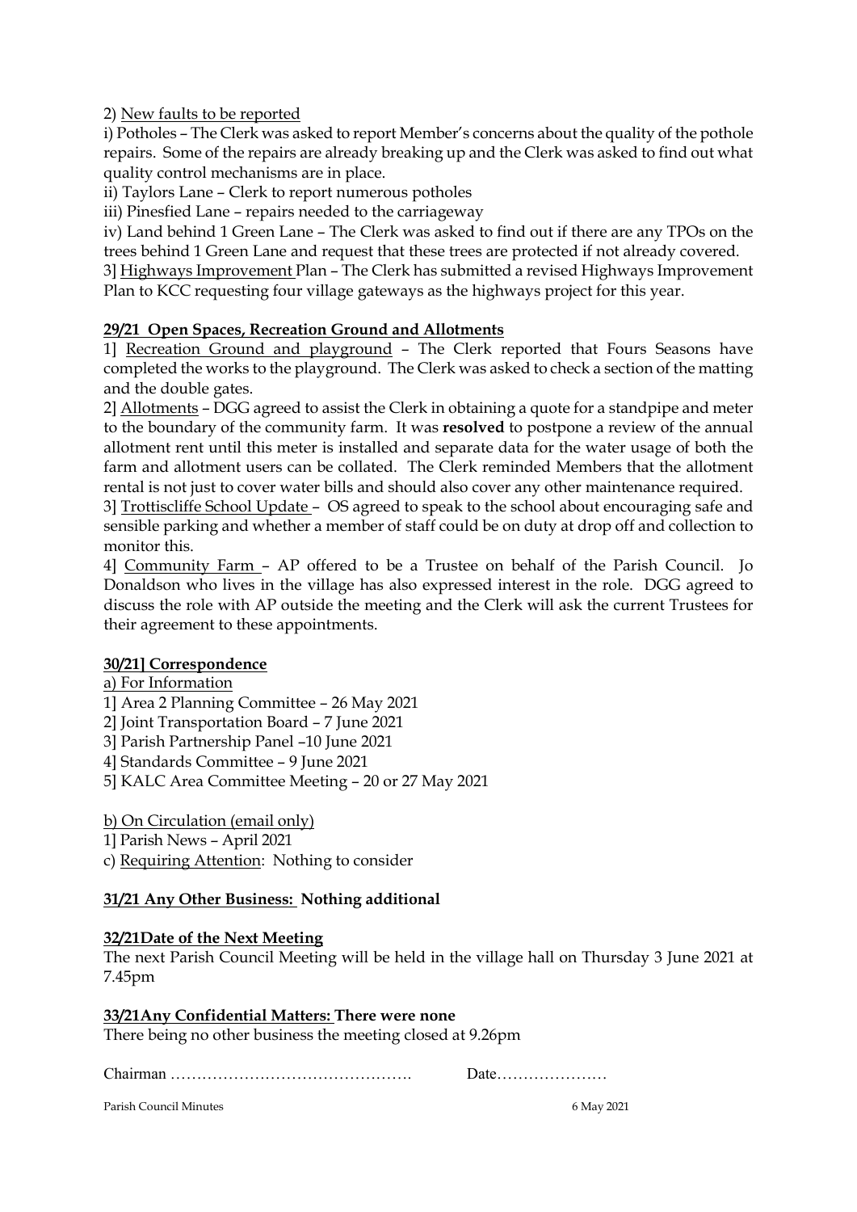2) New faults to be reported

i) Potholes – The Clerk was asked to report Member's concerns about the quality of the pothole repairs. Some of the repairs are already breaking up and the Clerk was asked to find out what quality control mechanisms are in place.

ii) Taylors Lane – Clerk to report numerous potholes

iii) Pinesfied Lane – repairs needed to the carriageway

iv) Land behind 1 Green Lane – The Clerk was asked to find out if there are any TPOs on the trees behind 1 Green Lane and request that these trees are protected if not already covered.

3] Highways Improvement Plan – The Clerk has submitted a revised Highways Improvement Plan to KCC requesting four village gateways as the highways project for this year.

**29/21 Open Spaces, Recreation Ground and Allotments**

1] Recreation Ground and playground – The Clerk reported that Fours Seasons have completed the works to the playground. The Clerk was asked to check a section of the matting and the double gates.

2] Allotments – DGG agreed to assist the Clerk in obtaining a quote for a standpipe and meter to the boundary of the community farm. It was **resolved** to postpone a review of the annual allotment rent until this meter is installed and separate data for the water usage of both the farm and allotment users can be collated. The Clerk reminded Members that the allotment rental is not just to cover water bills and should also cover any other maintenance required.

3] Trottiscliffe School Update – OS agreed to speak to the school about encouraging safe and sensible parking and whether a member of staff could be on duty at drop off and collection to monitor this.

4] Community Farm – AP offered to be a Trustee on behalf of the Parish Council. Jo Donaldson who lives in the village has also expressed interest in the role. DGG agreed to discuss the role with AP outside the meeting and the Clerk will ask the current Trustees for their agreement to these appointments.

**30/21] Correspondence**

a) For Information

1] Area 2 Planning Committee – 26 May 2021

2] Joint Transportation Board – 7 June 2021

3] Parish Partnership Panel –10 June 2021

4] Standards Committee – 9 June 2021

5] KALC Area Committee Meeting – 20 or 27 May 2021

b) On Circulation (email only)

1] Parish News – April 2021

c) Requiring Attention: Nothing to consider

**31/21 Any Other Business: Nothing additional**

**32/21Date of the Next Meeting**

The next Parish Council Meeting will be held in the village hall on Thursday 3 June 2021 at 7.45pm

**33/21Any Confidential Matters: There were none**

There being no other business the meeting closed at 9.26pm

Chairman ………………………………………. Date…………………